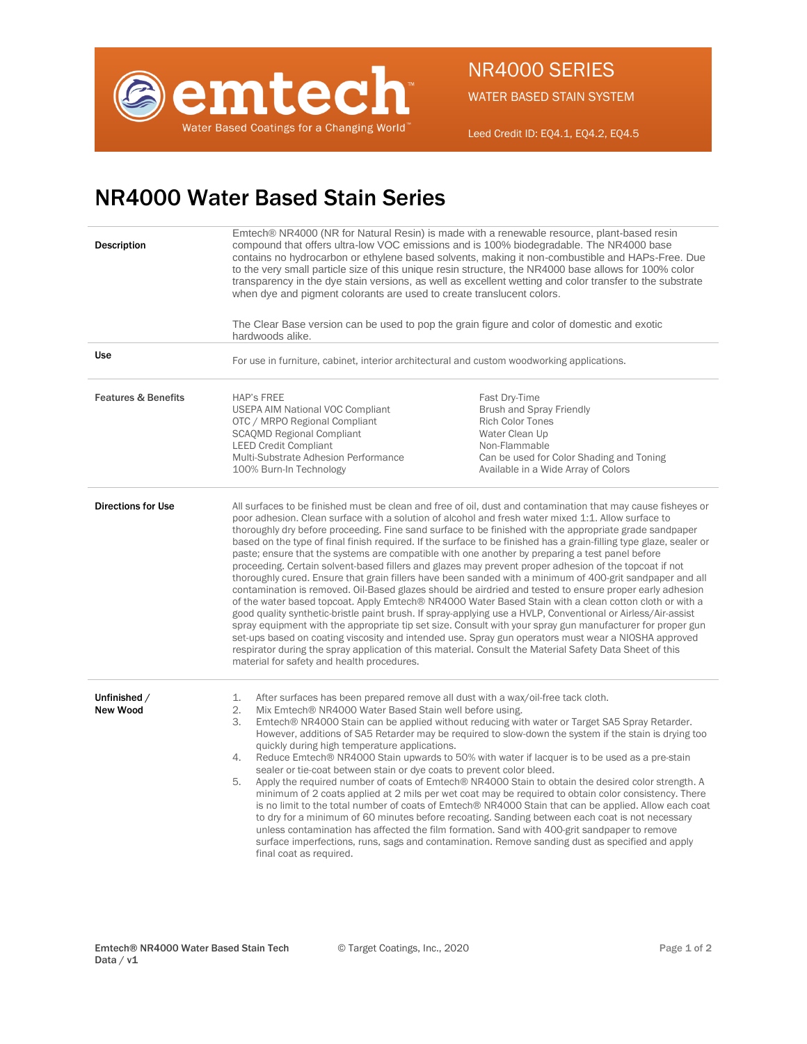emtech

Water Based Coatings for a Changing World™

NR4000 SERIES

WATER BASED STAIN SYSTEM

Leed Credit ID: EQ4.1, EQ4.2, EQ4.5

# NR4000 Water Based Stain Series

## Description

Emtech® NR4000 (NR for Natural Resin) is made with a renewable resource, plant-based resin compound that offers ultra-low VOC emissions and is 100% biodegradable. The NR4000 base contains no hydrocarbon or ethylene based solvents, making it non-combustible and HAPs-Free. Due to the very small particle size of this unique resin structure, the NR4000 base allows for 100% color transparency in the dye stain versions, as well as excellent wetting and color transfer to the substrate when dye and pigment colorants are used to create translucent colors.

The Clear Base version can be used to pop the grain figure and color of domestic and exotic hardwoods alike.

## Use

For use in furniture, cabinet, interior architectural and custom woodworking applications.

## Features & Benefits

- HAP's FREE
- USEPA AIM National VOC Compliant
- OTC / MRPO Regional Compliant
- SCAQMD Regional Compliant
- LEED Credit Compliant
- Multi-Substrate Adhesion Performance
- 100% Burn-In Technology
- Fast Dry-Time
- Brush and Spray Friendly
- Rich Color Tones
- Water Clean Up
- Non-Flammable
- Can be used for Color Shading and Toning
- Available in a Wide Array of Colors

## Directions for Use

All surfaces to be finished must be clean and free of oil, dust and contamination that may cause fisheyes or poor adhesion. Clean surface with a solution of alcohol and fresh water mixed 1:1. Allow surface to thoroughly dry before proceeding. Fine sand surface to be finished with the appropriate grade sandpaper based on the type of final finish required. If the surface to be finished has a grain-filling type glaze, sealer or paste; ensure that the systems are compatible with one another by preparing a test panel before proceeding. Certain solvent-based fillers and glazes may prevent proper adhesion of the topcoat if not thoroughly cured. Ensure that grain fillers have been sanded with a minimum of 400-grit sandpaper and all contamination is removed. Oil-Based glazes should be airdried and tested to ensure proper early adhesion of the water based topcoat. Apply Emtech® NR4000 Water Based Stain with a clean cotton cloth or with a good quality synthetic-bristle paint brush. If spray-applying use a HVLP, Conventional or Airless/Air-assist spray equipment with the appropriate tip set size. Consult with your spray gun manufacturer for proper gun set-ups based on coating viscosity and intended use. Spray gun operators must wear a NIOSHA approved respirator during the spray application of this material. Consult the Material Safety Data Sheet of this material for safety and health procedures.

## Unfinished / New Wood

1. After surfaces has been prepared remove all dust with a wax/oil-free tack cloth.
2. Mix Emtech® NR4000 Water Based Stain well before using.
3. Emtech® NR4000 Stain can be applied without reducing with water or Target SA5 Spray Retarder. However, additions of SA5 Retarder may be required to slow-down the system if the stain is drying too quickly during high temperature applications.
4. Reduce Emtech® NR4000 Stain upwards to 50% with water if lacquer is to be used as a pre-stain sealer or tie-coat between stain or dye coats to prevent color bleed.
5. Apply the required number of coats of Emtech® NR4000 Stain to obtain the desired color strength. A minimum of 2 coats applied at 2 mils per wet coat may be required to obtain color consistency. There is no limit to the total number of coats of Emtech® NR4000 Stain that can be applied. Allow each coat to dry for a minimum of 60 minutes before recoating. Sanding between each coat is not necessary unless contamination has affected the film formation. Sand with 400-grit sandpaper to remove surface imperfections, runs, sags and contamination. Remove sanding dust as specified and apply final coat as required.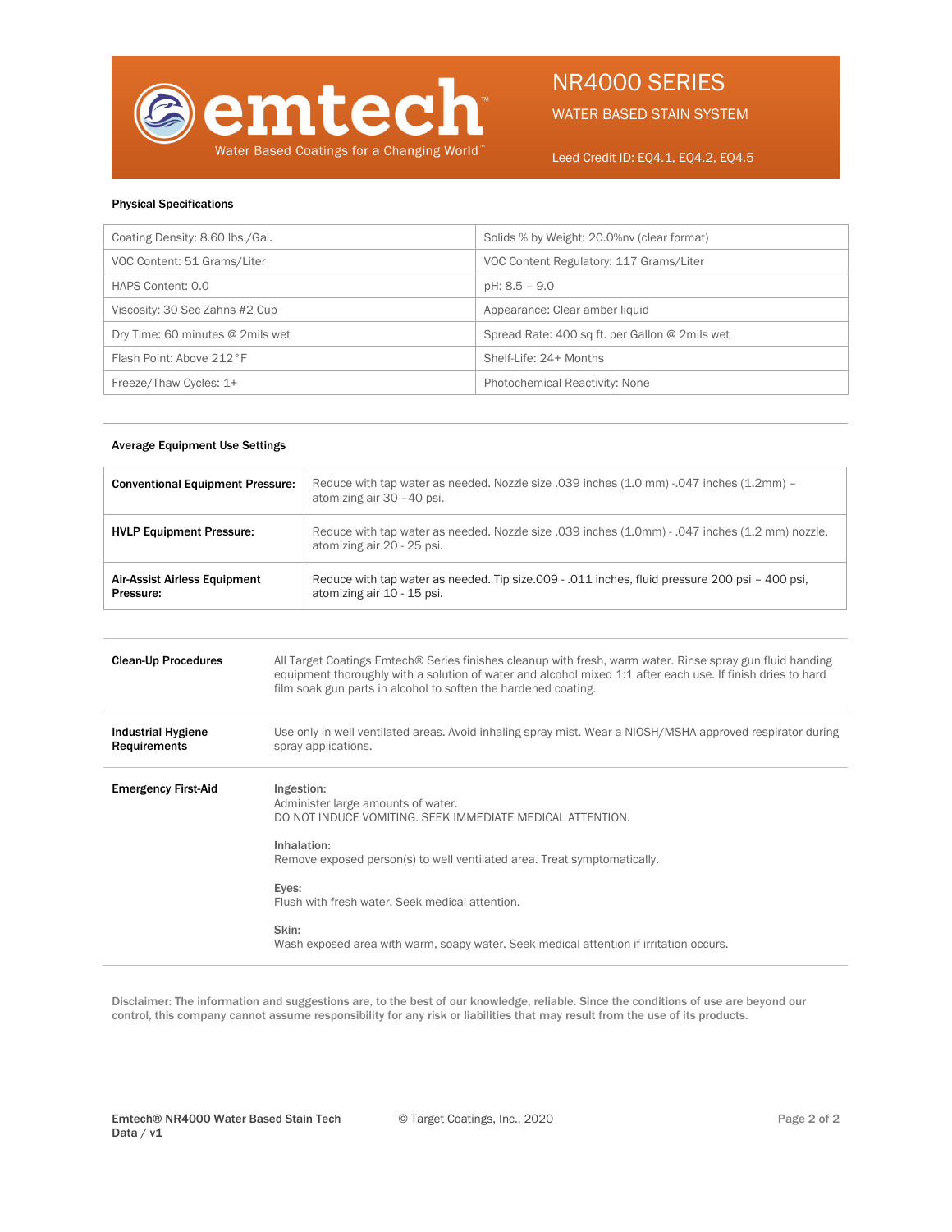emtech

Water Based Coatings for a Changing World™

# NR4000 SERIES

## WATER BASED STAIN SYSTEM

Leed Credit ID: EQ4.1, EQ4.2, EQ4.5

### Physical Specifications

| | |
|---|---|
| Coating Density: 8.60 lbs./Gal. | Solids % by Weight: 20.0%nv (clear format) |
| VOC Content: 51 Grams/Liter | VOC Content Regulatory: 117 Grams/Liter |
| HAPS Content: 0.0 | pH: 8.5 – 9.0 |
| Viscosity: 30 Sec Zahns #2 Cup | Appearance: Clear amber liquid |
| Dry Time: 60 minutes @ 2mils wet | Spread Rate: 400 sq ft. per Gallon @ 2mils wet |
| Flash Point: Above 212°F | Shelf-Life: 24+ Months |
| Freeze/Thaw Cycles: 1+ | Photochemical Reactivity: None |

### Average Equipment Use Settings

| | |
|---|---|
| **Conventional Equipment Pressure:** | Reduce with tap water as needed. Nozzle size .039 inches (1.0 mm) -.047 inches (1.2mm) – atomizing air 30 –40 psi. |
| **HVLP Equipment Pressure:** | Reduce with tap water as needed. Nozzle size .039 inches (1.0mm) - .047 inches (1.2 mm) nozzle, atomizing air 20 - 25 psi. |
| **Air-Assist Airless Equipment Pressure:** | Reduce with tap water as needed. Tip size.009 - .011 inches, fluid pressure 200 psi – 400 psi, atomizing air 10 - 15 psi. |

**Clean-Up Procedures**

All Target Coatings Emtech® Series finishes cleanup with fresh, warm water. Rinse spray gun fluid handing equipment thoroughly with a solution of water and alcohol mixed 1:1 after each use. If finish dries to hard film soak gun parts in alcohol to soften the hardened coating.

**Industrial Hygiene Requirements**

Use only in well ventilated areas. Avoid inhaling spray mist. Wear a NIOSH/MSHA approved respirator during spray applications.

**Emergency First-Aid**

Ingestion:
Administer large amounts of water.
DO NOT INDUCE VOMITING. SEEK IMMEDIATE MEDICAL ATTENTION.

Inhalation:
Remove exposed person(s) to well ventilated area. Treat symptomatically.

Eyes:
Flush with fresh water. Seek medical attention.

Skin:
Wash exposed area with warm, soapy water. Seek medical attention if irritation occurs.

**Disclaimer: The information and suggestions are, to the best of our knowledge, reliable. Since the conditions of use are beyond our control, this company cannot assume responsibility for any risk or liabilities that may result from the use of its products.**

**Emtech® NR4000 Water Based Stain Tech Data / v1**

© Target Coatings, Inc., 2020